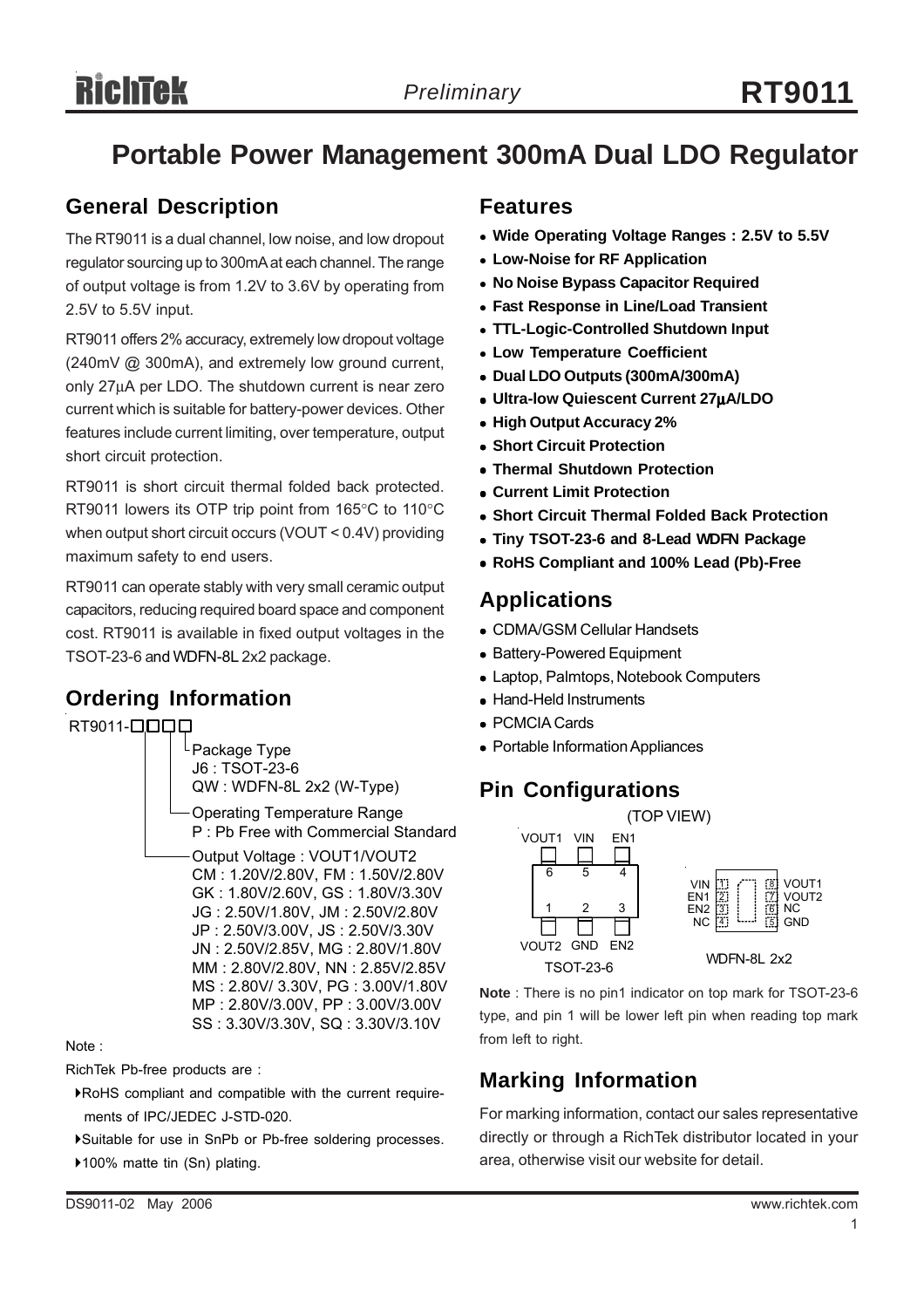# Portable Power Management 300mA Dual LDO Regulator

## General Description

The RT9011 is a dual channel, low noise, and low dropout regulator sourcing up to 300mA at each channel. The range of output voltage is from 1.2V to 3.6V by operating from 2.5V to 5.5V input.

RT9011 offers 2% accuracy, extremely low dropout voltage (240mV @ 300mA), and extremely low ground current, only 27μA per LDO. The shutdown current is near zero current which is suitable for battery-power devices. Other features include current limiting, over temperature, output short circuit protection.

RT9011 is short circuit thermal folded back protected. RT9011 lowers its OTP trip point from 165°C to 110°C when output short circuit occurs (VOUT < 0.4V) providing maximum safety to end users.

RT9011 can operate stably with very small ceramic output capacitors, reducing required board space and component cost. RT9011 is available in fixed output voltages in the TSOT-23-6 and WDFN-8L 2x2 package.

## Ordering Information

RT9011-□□□□

- Package Type
  - J6 : TSOT-23-6
  - QW : WDFN-8L 2x2 (W-Type)
- Operating Temperature Range
  - P : Pb Free with Commercial Standard
- Output Voltage : VOUT1/VOUT2
  - CM : 1.20V/2.80V, FM : 1.50V/2.80V
  - GK : 1.80V/2.60V, GS : 1.80V/3.30V
  - JG : 2.50V/1.80V, JM : 2.50V/2.80V
  - JP : 2.50V/3.00V, JS : 2.50V/3.30V
  - JN : 2.50V/2.85V, MG : 2.80V/1.80V
  - MM : 2.80V/2.80V, NN : 2.85V/2.85V
  - MS : 2.80V/ 3.30V, PG : 3.00V/1.80V
  - MP : 2.80V/3.00V, PP : 3.00V/3.00V
  - SS : 3.30V/3.30V, SQ : 3.30V/3.10V

Note :

RichTek Pb-free products are :

- RoHS compliant and compatible with the current requirements of IPC/JEDEC J-STD-020.
- Suitable for use in SnPb or Pb-free soldering processes.
- 100% matte tin (Sn) plating.

## Features

- **Wide Operating Voltage Ranges : 2.5V to 5.5V**
- **Low-Noise for RF Application**
- **No Noise Bypass Capacitor Required**
- **Fast Response in Line/Load Transient**
- **TTL-Logic-Controlled Shutdown Input**
- **Low Temperature Coefficient**
- **Dual LDO Outputs (300mA/300mA)**
- **Ultra-low Quiescent Current 27μA/LDO**
- **High Output Accuracy 2%**
- **Short Circuit Protection**
- **Thermal Shutdown Protection**
- **Current Limit Protection**
- **Short Circuit Thermal Folded Back Protection**
- **Tiny TSOT-23-6 and 8-Lead WDFN Package**
- **RoHS Compliant and 100% Lead (Pb)-Free**

## Applications

- CDMA/GSM Cellular Handsets
- Battery-Powered Equipment
- Laptop, Palmtops, Notebook Computers
- Hand-Held Instruments
- PCMCIA Cards
- Portable Information Appliances

## Pin Configurations

(TOP VIEW)

TSOT-23-6: 1 VOUT2, 2 GND, 3 EN2, 4 EN1, 5 VIN, 6 VOUT1

WDFN-8L 2x2: 1 VIN, 2 EN1, 3 EN2, 4 NC, 5 GND, 6 NC, 7 VOUT2, 8 VOUT1

**Note** : There is no pin1 indicator on top mark for TSOT-23-6 type, and pin 1 will be lower left pin when reading top mark from left to right.

## Marking Information

For marking information, contact our sales representative directly or through a RichTek distributor located in your area, otherwise visit our website for detail.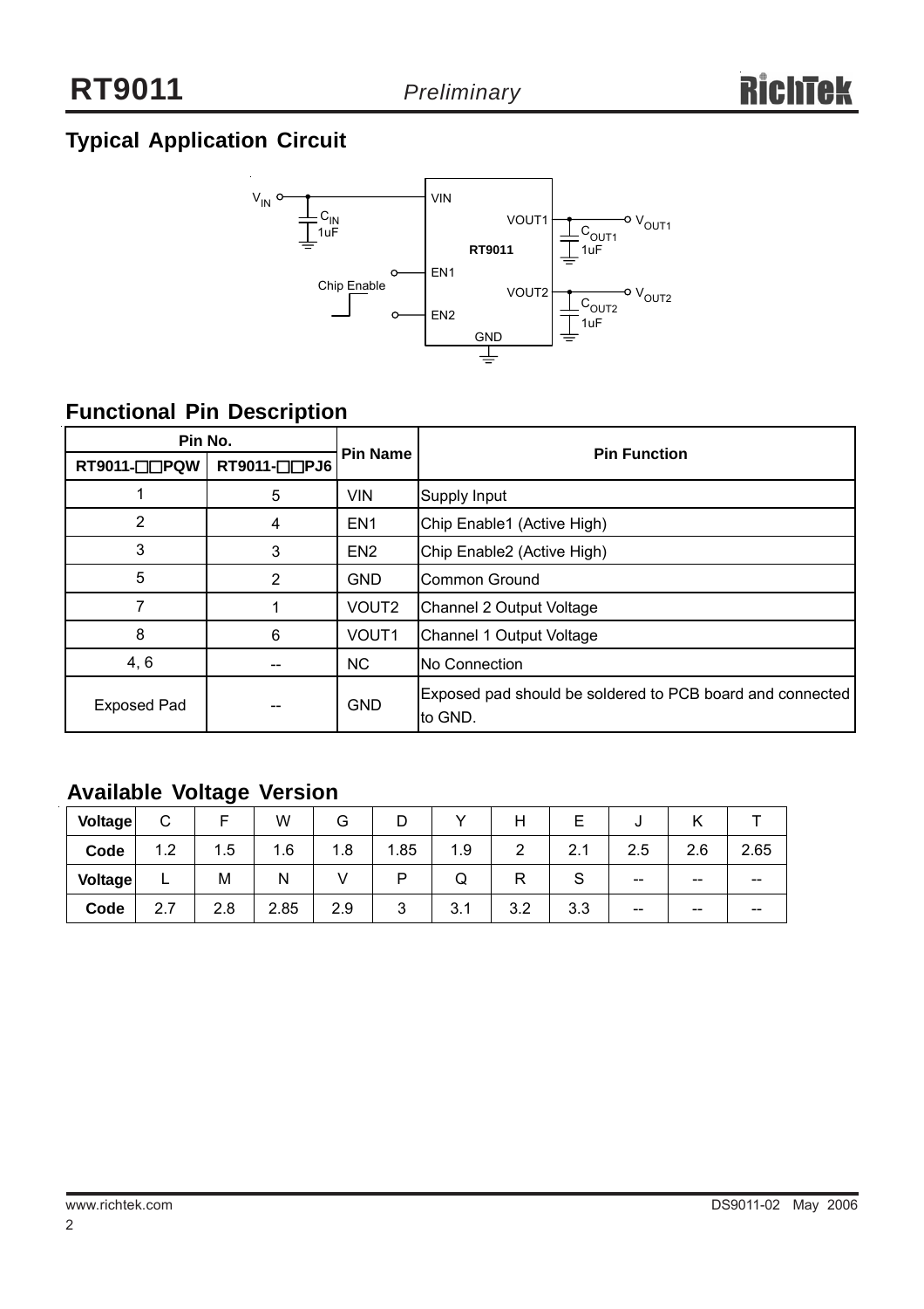## Typical Application Circuit

## Functional Pin Description

| Pin No. | | Pin Name | Pin Function |
|---|---|---|---|
| RT9011-□□PQW | RT9011-□□PJ6 | | |
| 1 | 5 | VIN | Supply Input |
| 2 | 4 | EN1 | Chip Enable1 (Active High) |
| 3 | 3 | EN2 | Chip Enable2 (Active High) |
| 5 | 2 | GND | Common Ground |
| 7 | 1 | VOUT2 | Channel 2 Output Voltage |
| 8 | 6 | VOUT1 | Channel 1 Output Voltage |
| 4, 6 | -- | NC | No Connection |
| Exposed Pad | -- | GND | Exposed pad should be soldered to PCB board and connected to GND. |

## Available Voltage Version

| Voltage | C | F | W | G | D | Y | H | E | J | K | T |
|---|---|---|---|---|---|---|---|---|---|---|---|
| Code | 1.2 | 1.5 | 1.6 | 1.8 | 1.85 | 1.9 | 2 | 2.1 | 2.5 | 2.6 | 2.65 |
| Voltage | L | M | N | V | P | Q | R | S | -- | -- | -- |
| Code | 2.7 | 2.8 | 2.85 | 2.9 | 3 | 3.1 | 3.2 | 3.3 | -- | -- | -- |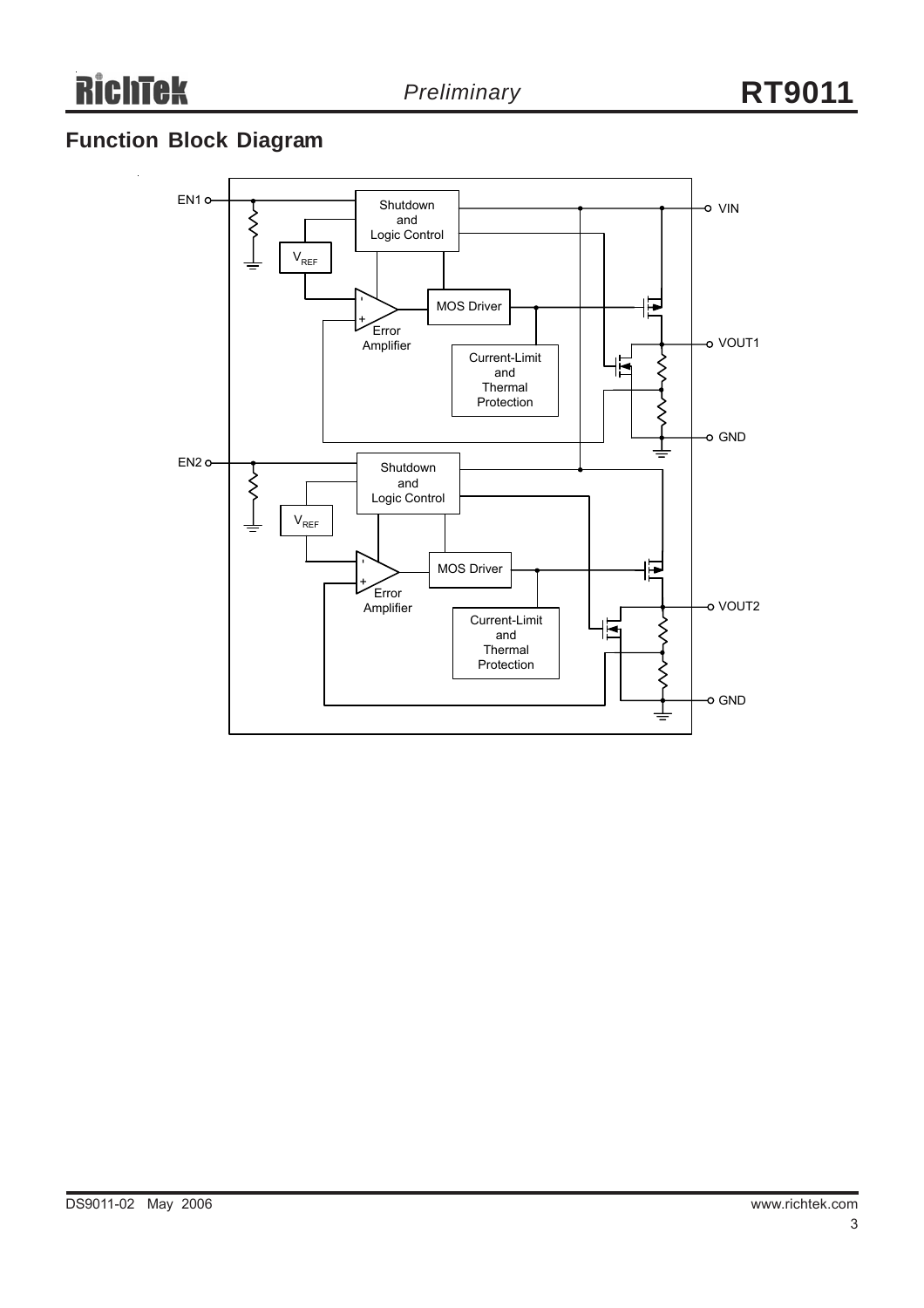## Function Block Diagram

EN1

VIN

Shutdown
and
Logic Control

$V_{REF}$

MOS Driver

Error
Amplifier

VOUT1

Current-Limit
and
Thermal
Protection

GND

EN2

Shutdown
and
Logic Control

$V_{REF}$

MOS Driver

Error
Amplifier

VOUT2

Current-Limit
and
Thermal
Protection

GND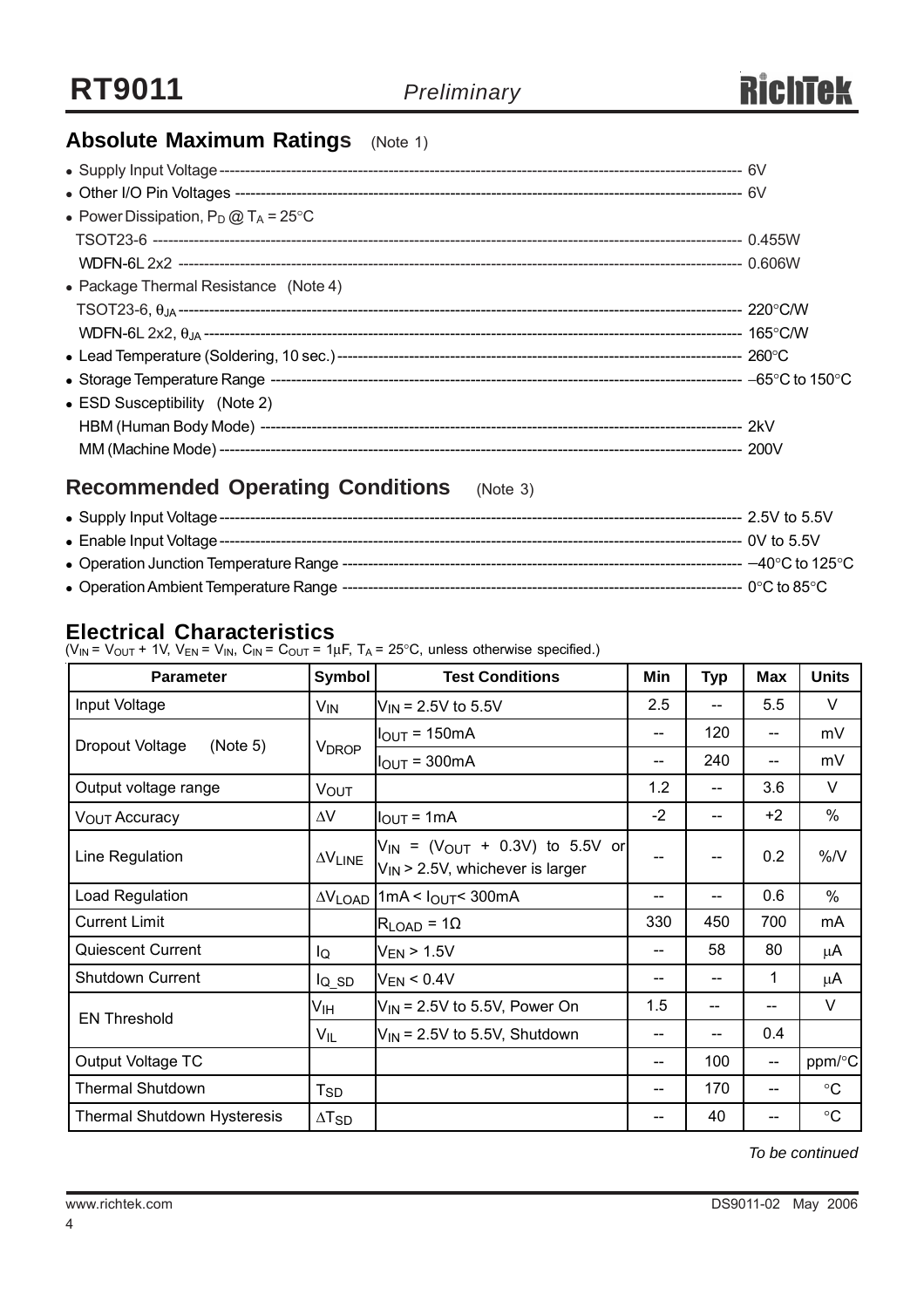## Absolute Maximum Ratings (Note 1)

- Supply Input Voltage ---------- 6V
- Other I/O Pin Voltages ---------- 6V
- Power Dissipation, $P_D$ @ $T_A$ = 25°C
  - TSOT23-6 ---------- 0.455W
  - WDFN-6L 2x2 ---------- 0.606W
- Package Thermal Resistance (Note 4)
  - TSOT23-6, $\theta_{JA}$ ---------- 220°C/W
  - WDFN-6L 2x2, $\theta_{JA}$ ---------- 165°C/W
- Lead Temperature (Soldering, 10 sec.) ---------- 260°C
- Storage Temperature Range ---------- −65°C to 150°C
- ESD Susceptibility (Note 2)
  - HBM (Human Body Mode) ---------- 2kV
  - MM (Machine Mode) ---------- 200V

## Recommended Operating Conditions (Note 3)

- Supply Input Voltage ---------- 2.5V to 5.5V
- Enable Input Voltage ---------- 0V to 5.5V
- Operation Junction Temperature Range ---------- −40°C to 125°C
- Operation Ambient Temperature Range ---------- 0°C to 85°C

## Electrical Characteristics

($V_{IN}$ = $V_{OUT}$ + 1V, $V_{EN}$ = $V_{IN}$, $C_{IN}$ = $C_{OUT}$ = 1μF, $T_A$ = 25°C, unless otherwise specified.)

| Parameter | Symbol | Test Conditions | Min | Typ | Max | Units |
|---|---|---|---|---|---|---|
| Input Voltage | $V_{IN}$ | $V_{IN}$ = 2.5V to 5.5V | 2.5 | -- | 5.5 | V |
| Dropout Voltage (Note 5) | $V_{DROP}$ | $I_{OUT}$ = 150mA | -- | 120 | -- | mV |
| | | $I_{OUT}$ = 300mA | -- | 240 | -- | mV |
| Output voltage range | $V_{OUT}$ | | 1.2 | -- | 3.6 | V |
| $V_{OUT}$ Accuracy | $\Delta V$ | $I_{OUT}$ = 1mA | -2 | -- | +2 | % |
| Line Regulation | $\Delta V_{LINE}$ | $V_{IN}$ = ($V_{OUT}$ + 0.3V) to 5.5V or $V_{IN}$ > 2.5V, whichever is larger | -- | -- | 0.2 | %/V |
| Load Regulation | $\Delta V_{LOAD}$ | 1mA < $I_{OUT}$ < 300mA | -- | -- | 0.6 | % |
| Current Limit | | $R_{LOAD}$ = 1Ω | 330 | 450 | 700 | mA |
| Quiescent Current | $I_Q$ | $V_{EN}$ > 1.5V | -- | 58 | 80 | μA |
| Shutdown Current | $I_{Q\_SD}$ | $V_{EN}$ < 0.4V | -- | -- | 1 | μA |
| EN Threshold | $V_{IH}$ | $V_{IN}$ = 2.5V to 5.5V, Power On | 1.5 | -- | -- | V |
| | $V_{IL}$ | $V_{IN}$ = 2.5V to 5.5V, Shutdown | -- | -- | 0.4 | |
| Output Voltage TC | | | -- | 100 | -- | ppm/°C |
| Thermal Shutdown | $T_{SD}$ | | -- | 170 | -- | °C |
| Thermal Shutdown Hysteresis | $\Delta T_{SD}$ | | -- | 40 | -- | °C |

*To be continued*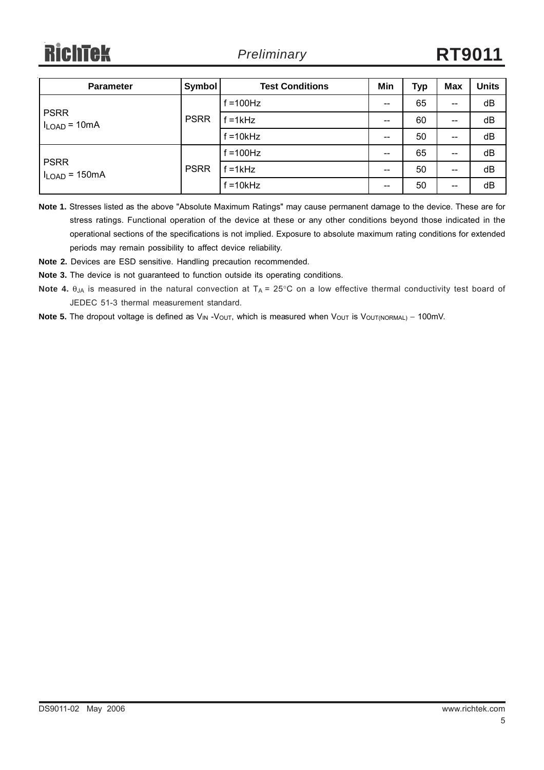| Parameter | Symbol | Test Conditions | Min | Typ | Max | Units |
|---|---|---|---|---|---|---|
| PSRR $I_{LOAD}$ = 10mA | PSRR | f =100Hz | -- | 65 | -- | dB |
| | | f =1kHz | -- | 60 | -- | dB |
| | | f =10kHz | -- | 50 | -- | dB |
| PSRR $I_{LOAD}$ = 150mA | PSRR | f =100Hz | -- | 65 | -- | dB |
| | | f =1kHz | -- | 50 | -- | dB |
| | | f =10kHz | -- | 50 | -- | dB |

**Note 1.** Stresses listed as the above "Absolute Maximum Ratings" may cause permanent damage to the device. These are for stress ratings. Functional operation of the device at these or any other conditions beyond those indicated in the operational sections of the specifications is not implied. Exposure to absolute maximum rating conditions for extended periods may remain possibility to affect device reliability.

**Note 2.** Devices are ESD sensitive. Handling precaution recommended.

**Note 3.** The device is not guaranteed to function outside its operating conditions.

**Note 4.** $\theta_{JA}$ is measured in the natural convection at $T_A$ = 25°C on a low effective thermal conductivity test board of JEDEC 51-3 thermal measurement standard.

**Note 5.** The dropout voltage is defined as $V_{IN}$ -$V_{OUT}$, which is measured when $V_{OUT}$ is $V_{OUT(NORMAL)}$ − 100mV.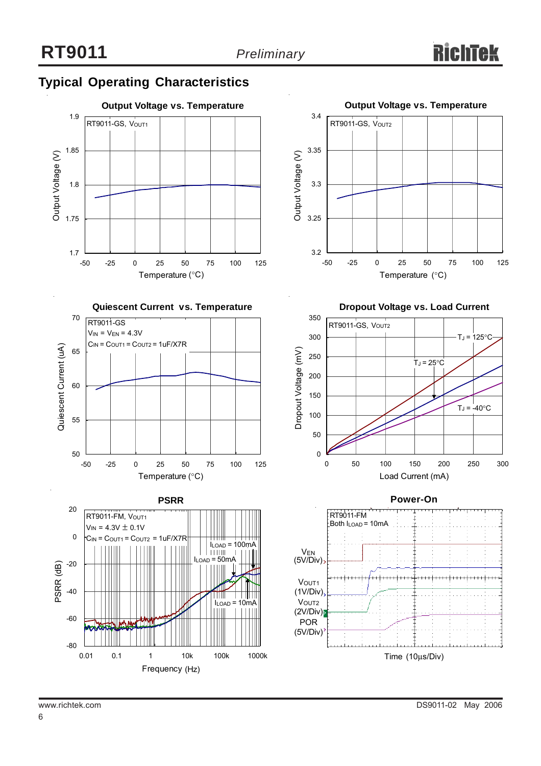## Typical Operating Characteristics

**Output Voltage vs. Temperature**

RT9011-GS, $V_{OUT1}$

Output Voltage (V) vs. Temperature (°C)

**Output Voltage vs. Temperature**

RT9011-GS, $V_{OUT2}$

Output Voltage (V) vs. Temperature (°C)

**Quiescent Current vs. Temperature**

RT9011-GS
$V_{IN} = V_{EN} = 4.3V$
$C_{IN} = C_{OUT1} = C_{OUT2} = 1uF/X7R$

Quiescent Current (uA) vs. Temperature (°C)

**Dropout Voltage vs. Load Current**

RT9011-GS, $V_{OUT2}$

$T_J = 125°C$, $T_J = 25°C$, $T_J = -40°C$

Dropout Voltage (mV) vs. Load Current (mA)

**PSRR**

RT9011-FM, $V_{OUT1}$
$V_{IN} = 4.3V \pm 0.1V$
$C_{IN} = C_{OUT1} = C_{OUT2} = 1uF/X7R$

$I_{LOAD} = 100mA$, $I_{LOAD} = 50mA$, $I_{LOAD} = 10mA$

PSRR (dB) vs. Frequency (Hz)

**Power-On**

RT9011-FM
Both $I_{LOAD} = 10mA$

$V_{EN}$ (5V/Div)
$V_{OUT1}$ (1V/Div)
$V_{OUT2}$ (2V/Div)
POR (5V/Div)

Time (10μs/Div)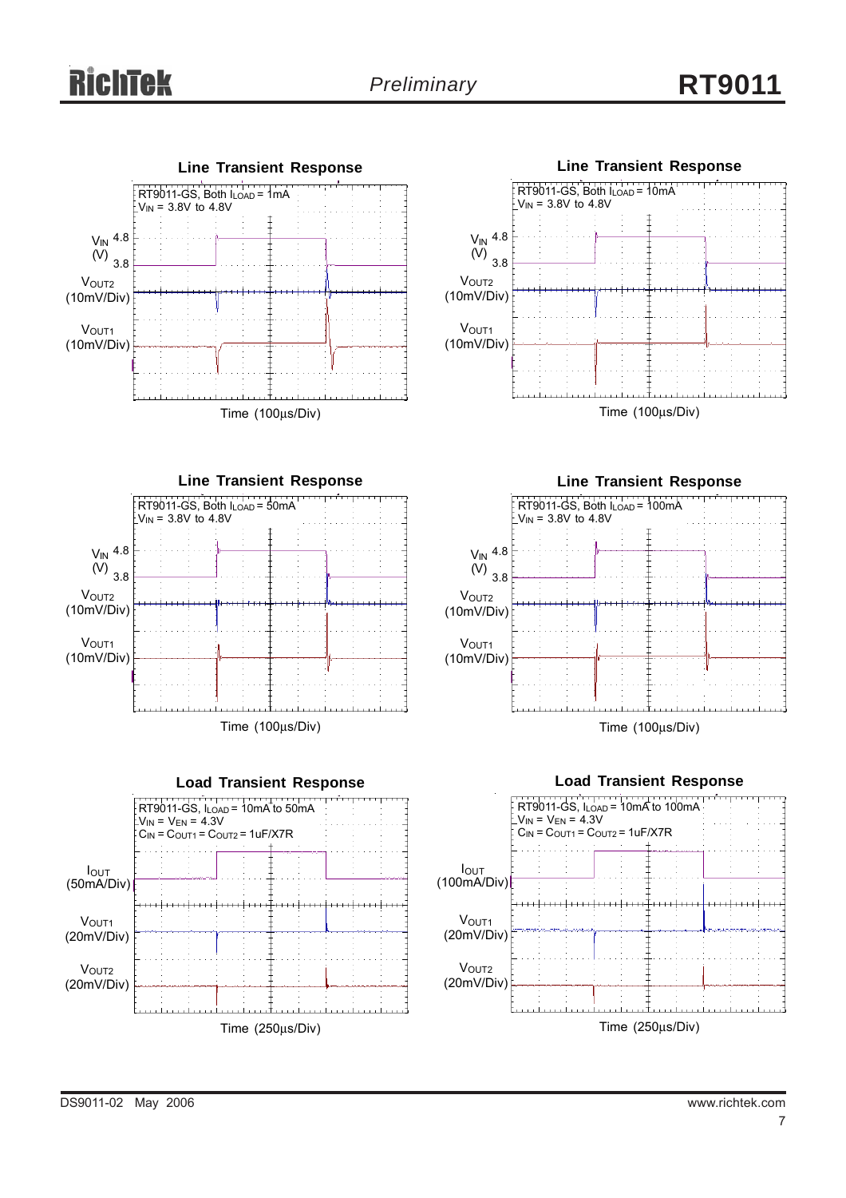**Line Transient Response**

RT9011-GS, Both $I_{LOAD}$ = 1mA
$V_{IN}$ = 3.8V to 4.8V

$V_{IN}$ (V) 4.8 / 3.8

$V_{OUT2}$ (10mV/Div)

$V_{OUT1}$ (10mV/Div)

Time (100μs/Div)

**Line Transient Response**

RT9011-GS, Both $I_{LOAD}$ = 10mA
$V_{IN}$ = 3.8V to 4.8V

$V_{IN}$ (V) 4.8 / 3.8

$V_{OUT2}$ (10mV/Div)

$V_{OUT1}$ (10mV/Div)

Time (100μs/Div)

**Line Transient Response**

RT9011-GS, Both $I_{LOAD}$ = 50mA
$V_{IN}$ = 3.8V to 4.8V

$V_{IN}$ (V) 4.8 / 3.8

$V_{OUT2}$ (10mV/Div)

$V_{OUT1}$ (10mV/Div)

Time (100μs/Div)

**Line Transient Response**

RT9011-GS, Both $I_{LOAD}$ = 100mA
$V_{IN}$ = 3.8V to 4.8V

$V_{IN}$ (V) 4.8 / 3.8

$V_{OUT2}$ (10mV/Div)

$V_{OUT1}$ (10mV/Div)

Time (100μs/Div)

**Load Transient Response**

RT9011-GS, $I_{LOAD}$ = 10mA to 50mA
$V_{IN}$ = $V_{EN}$ = 4.3V
$C_{IN}$ = $C_{OUT1}$ = $C_{OUT2}$ = 1uF/X7R

$I_{OUT}$ (50mA/Div)

$V_{OUT1}$ (20mV/Div)

$V_{OUT2}$ (20mV/Div)

Time (250μs/Div)

**Load Transient Response**

RT9011-GS, $I_{LOAD}$ = 10mA to 100mA
$V_{IN}$ = $V_{EN}$ = 4.3V
$C_{IN}$ = $C_{OUT1}$ = $C_{OUT2}$ = 1uF/X7R

$I_{OUT}$ (100mA/Div)

$V_{OUT1}$ (20mV/Div)

$V_{OUT2}$ (20mV/Div)

Time (250μs/Div)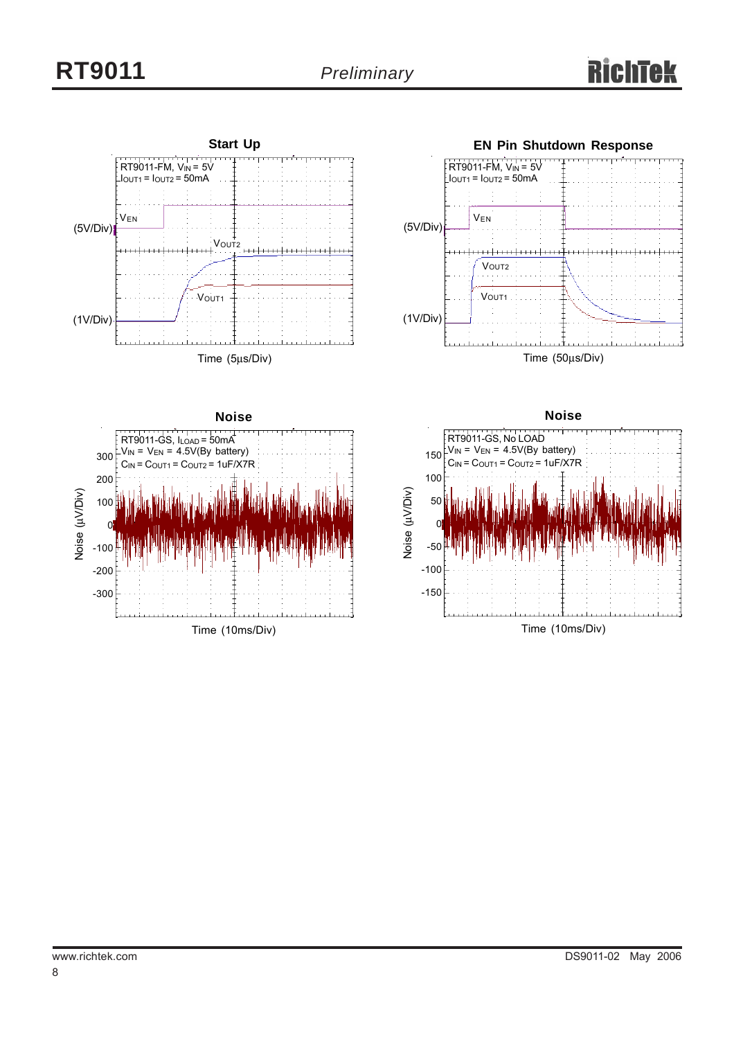**Start Up**

RT9011-FM, $V_{IN}$ = 5V
$I_{OUT1}$ = $I_{OUT2}$ = 50mA

$V_{EN}$ (5V/Div)

$V_{OUT2}$

$V_{OUT1}$ (1V/Div)

Time (5μs/Div)

**EN Pin Shutdown Response**

RT9011-FM, $V_{IN}$ = 5V
$I_{OUT1}$ = $I_{OUT2}$ = 50mA

$V_{EN}$ (5V/Div)

$V_{OUT2}$

$V_{OUT1}$ (1V/Div)

Time (50μs/Div)

**Noise**

RT9011-GS, $I_{LOAD}$ = 50mA
$V_{IN}$ = $V_{EN}$ = 4.5V(By battery)
$C_{IN}$ = $C_{OUT1}$ = $C_{OUT2}$ = 1uF/X7R

Noise (μV/Div): 300, 200, 100, 0, -100, -200, -300

Time (10ms/Div)

**Noise**

RT9011-GS, No LOAD
$V_{IN}$ = $V_{EN}$ = 4.5V(By battery)
$C_{IN}$ = $C_{OUT1}$ = $C_{OUT2}$ = 1uF/X7R

Noise (μV/Div): 150, 100, 50, 0, -50, -100, -150

Time (10ms/Div)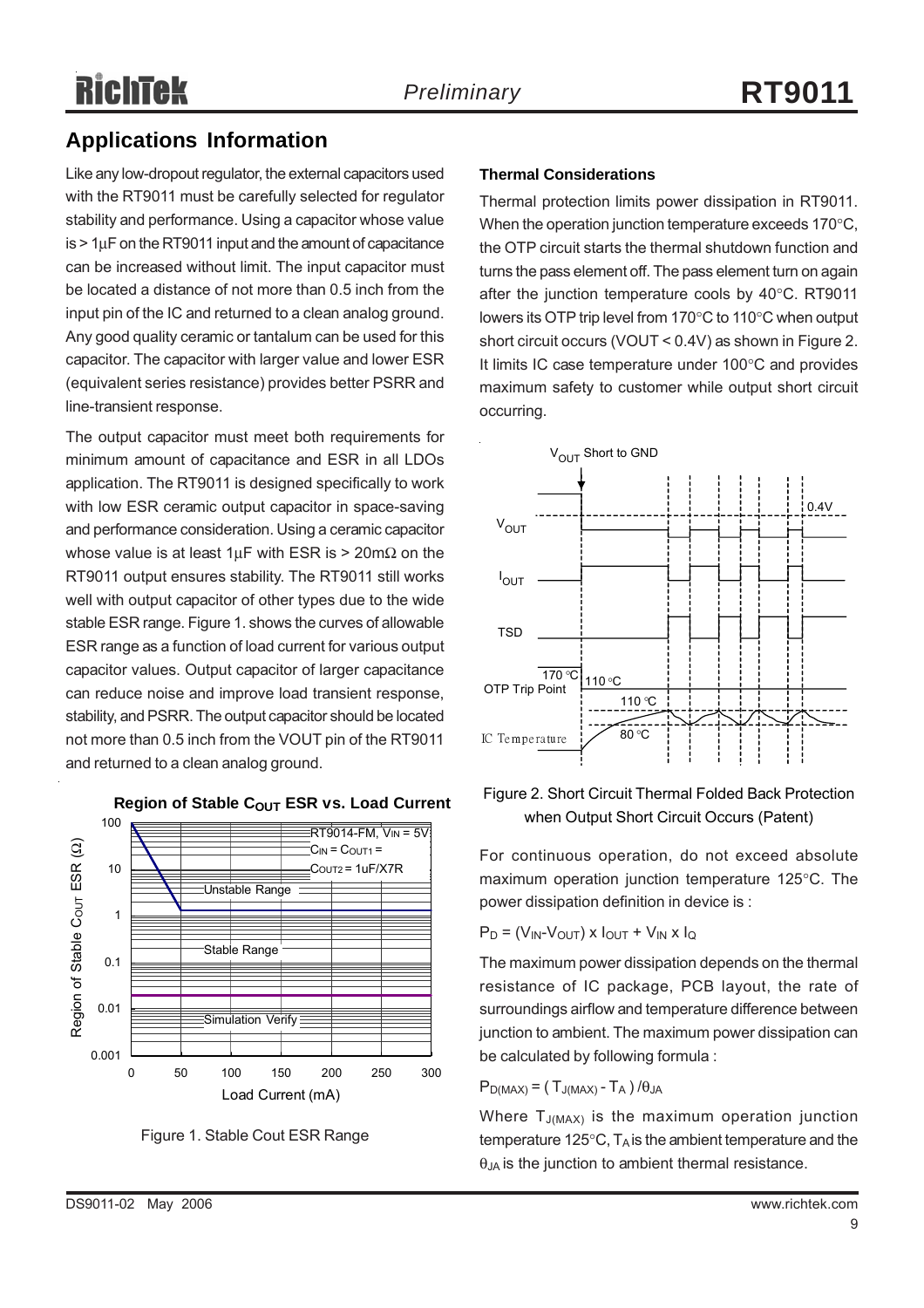## Applications Information

Like any low-dropout regulator, the external capacitors used with the RT9011 must be carefully selected for regulator stability and performance. Using a capacitor whose value is > 1μF on the RT9011 input and the amount of capacitance can be increased without limit. The input capacitor must be located a distance of not more than 0.5 inch from the input pin of the IC and returned to a clean analog ground. Any good quality ceramic or tantalum can be used for this capacitor. The capacitor with larger value and lower ESR (equivalent series resistance) provides better PSRR and line-transient response.

The output capacitor must meet both requirements for minimum amount of capacitance and ESR in all LDOs application. The RT9011 is designed specifically to work with low ESR ceramic output capacitor in space-saving and performance consideration. Using a ceramic capacitor whose value is at least 1μF with ESR is > 20mΩ on the RT9011 output ensures stability. The RT9011 still works well with output capacitor of other types due to the wide stable ESR range. Figure 1. shows the curves of allowable ESR range as a function of load current for various output capacitor values. Output capacitor of larger capacitance can reduce noise and improve load transient response, stability, and PSRR. The output capacitor should be located not more than 0.5 inch from the VOUT pin of the RT9011 and returned to a clean analog ground.

Figure 1. Stable Cout ESR Range

### Thermal Considerations

Thermal protection limits power dissipation in RT9011. When the operation junction temperature exceeds 170°C, the OTP circuit starts the thermal shutdown function and turns the pass element off. The pass element turn on again after the junction temperature cools by 40°C. RT9011 lowers its OTP trip level from 170°C to 110°C when output short circuit occurs (VOUT < 0.4V) as shown in Figure 2. It limits IC case temperature under 100°C and provides maximum safety to customer while output short circuit occurring.

Figure 2. Short Circuit Thermal Folded Back Protection when Output Short Circuit Occurs (Patent)

For continuous operation, do not exceed absolute maximum operation junction temperature 125°C. The power dissipation definition in device is :

$$P_D = (V_{IN} - V_{OUT}) \times I_{OUT} + V_{IN} \times I_Q$$

The maximum power dissipation depends on the thermal resistance of IC package, PCB layout, the rate of surroundings airflow and temperature difference between junction to ambient. The maximum power dissipation can be calculated by following formula :

$$P_{D(MAX)} = (T_{J(MAX)} - T_A) / \theta_{JA}$$

Where $T_{J(MAX)}$ is the maximum operation junction temperature 125°C, $T_A$ is the ambient temperature and the $\theta_{JA}$ is the junction to ambient thermal resistance.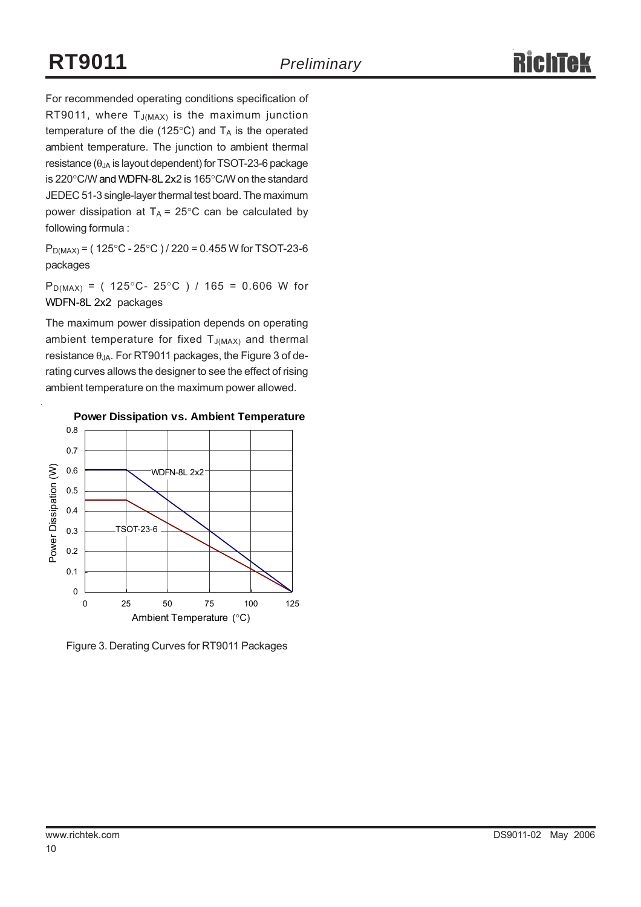For recommended operating conditions specification of RT9011, where $T_{J(MAX)}$ is the maximum junction temperature of the die (125°C) and $T_A$ is the operated ambient temperature. The junction to ambient thermal resistance ($\theta_{JA}$ is layout dependent) for TSOT-23-6 package is 220°C/W and WDFN-8L 2x2 is 165°C/W on the standard JEDEC 51-3 single-layer thermal test board. The maximum power dissipation at $T_A$ = 25°C can be calculated by following formula :

$P_{D(MAX)}$ = ( 125°C - 25°C ) / 220 = 0.455 W for TSOT-23-6 packages

$P_{D(MAX)}$ = ( 125°C- 25°C ) / 165 = 0.606 W for WDFN-8L 2x2 packages

The maximum power dissipation depends on operating ambient temperature for fixed $T_{J(MAX)}$ and thermal resistance $\theta_{JA}$. For RT9011 packages, the Figure 3 of derating curves allows the designer to see the effect of rising ambient temperature on the maximum power allowed.

**Power Dissipation vs. Ambient Temperature**

Figure 3. Derating Curves for RT9011 Packages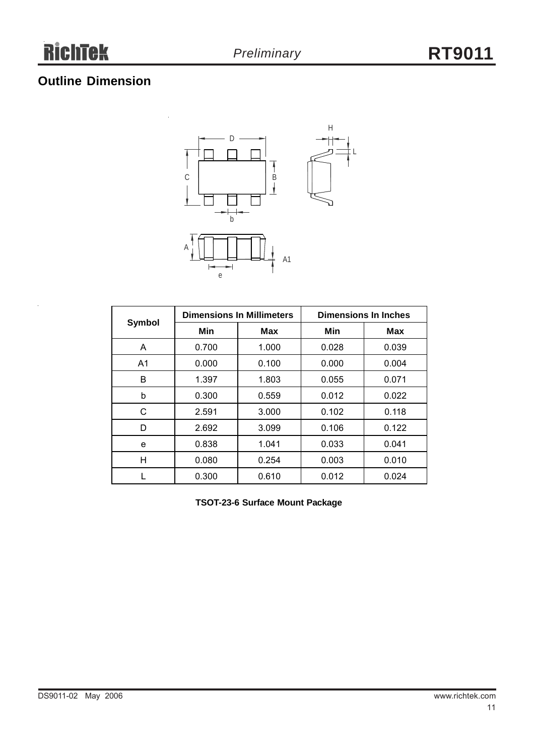## Outline Dimension

| Symbol | Dimensions In Millimeters | | Dimensions In Inches | |
|---|---|---|---|---|
| | Min | Max | Min | Max |
| A | 0.700 | 1.000 | 0.028 | 0.039 |
| A1 | 0.000 | 0.100 | 0.000 | 0.004 |
| B | 1.397 | 1.803 | 0.055 | 0.071 |
| b | 0.300 | 0.559 | 0.012 | 0.022 |
| C | 2.591 | 3.000 | 0.102 | 0.118 |
| D | 2.692 | 3.099 | 0.106 | 0.122 |
| e | 0.838 | 1.041 | 0.033 | 0.041 |
| H | 0.080 | 0.254 | 0.003 | 0.010 |
| L | 0.300 | 0.610 | 0.012 | 0.024 |

**TSOT-23-6 Surface Mount Package**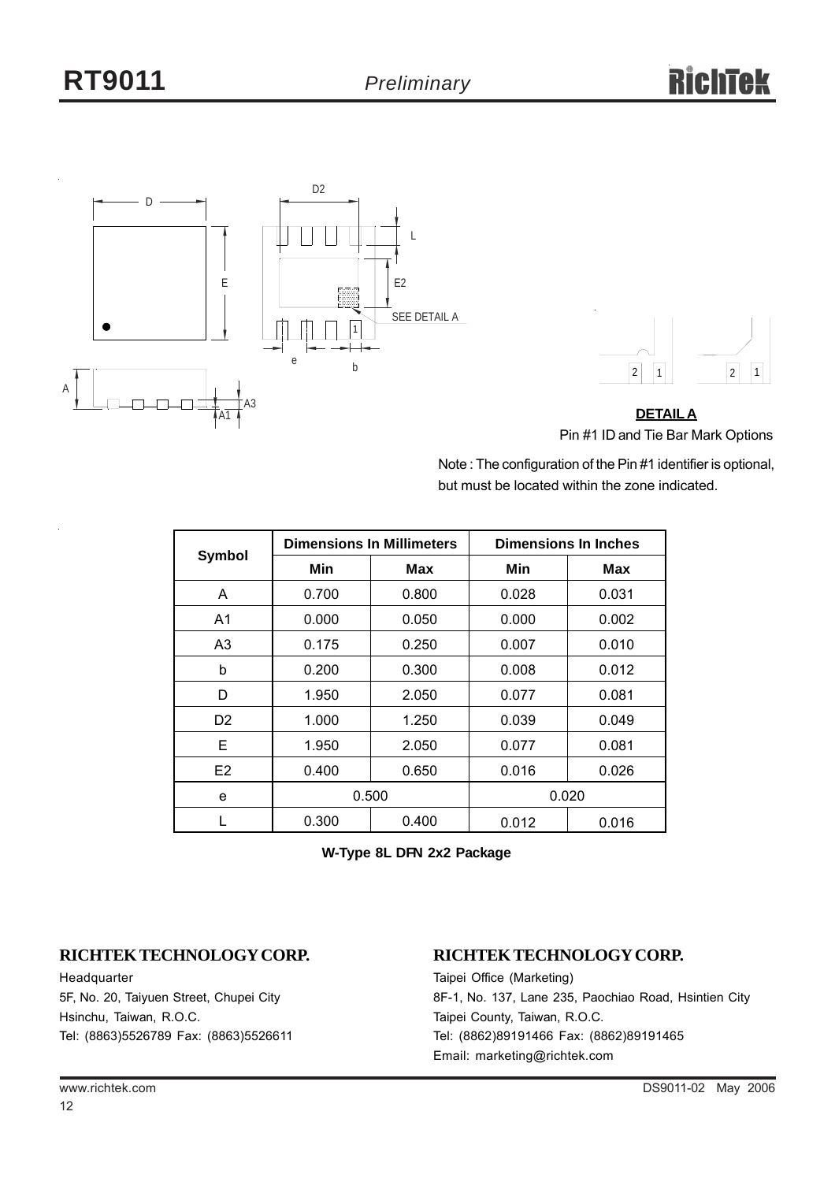D

E

D2

L

E2

SEE DETAIL A

1

e

b

A

A1

A3

2 1

2 1

**DETAIL A**

Pin #1 ID and Tie Bar Mark Options

Note : The configuration of the Pin #1 identifier is optional, but must be located within the zone indicated.

| Symbol | Dimensions In Millimeters | | Dimensions In Inches | |
|---|---|---|---|---|
| | Min | Max | Min | Max |
| A | 0.700 | 0.800 | 0.028 | 0.031 |
| A1 | 0.000 | 0.050 | 0.000 | 0.002 |
| A3 | 0.175 | 0.250 | 0.007 | 0.010 |
| b | 0.200 | 0.300 | 0.008 | 0.012 |
| D | 1.950 | 2.050 | 0.077 | 0.081 |
| D2 | 1.000 | 1.250 | 0.039 | 0.049 |
| E | 1.950 | 2.050 | 0.077 | 0.081 |
| E2 | 0.400 | 0.650 | 0.016 | 0.026 |
| e | 0.500 | | 0.020 | |
| L | 0.300 | 0.400 | 0.012 | 0.016 |

**W-Type 8L DFN 2x2 Package**

**RICHTEK TECHNOLOGY CORP.**

Headquarter
5F, No. 20, Taiyuen Street, Chupei City
Hsinchu, Taiwan, R.O.C.
Tel: (8863)5526789 Fax: (8863)5526611

**RICHTEK TECHNOLOGY CORP.**

Taipei Office (Marketing)
8F-1, No. 137, Lane 235, Paochiao Road, Hsintien City
Taipei County, Taiwan, R.O.C.
Tel: (8862)89191466 Fax: (8862)89191465
Email: marketing@richtek.com